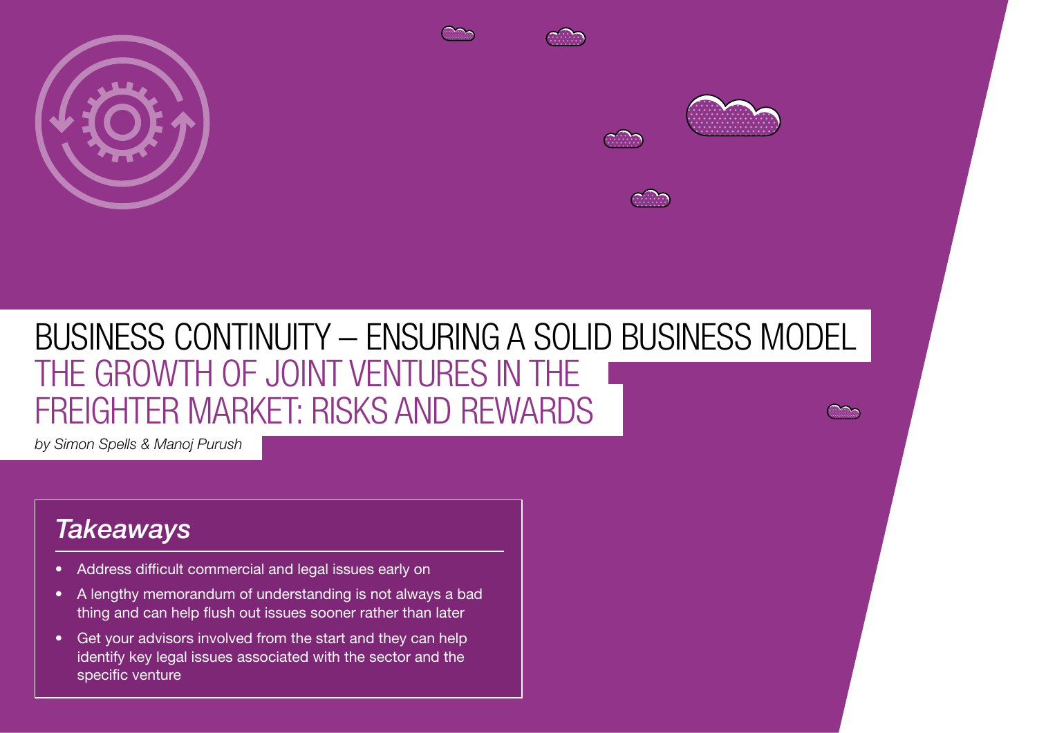# BUSINESS CONTINUITY – ENSURING A SOLID BUSINESS MODEL

## THE GROWTH OF JOINT VENTURES IN THE FREIGHTER MARKET: RISKS AND REWARDS

*by Simon Spells & Manoj Purush*

### *Takeaways*

- Address difficult commercial and legal issues early on
- A lengthy memorandum of understanding is not always a bad thing and can help flush out issues sooner rather than later
- Get your advisors involved from the start and they can help identify key legal issues associated with the sector and the specific venture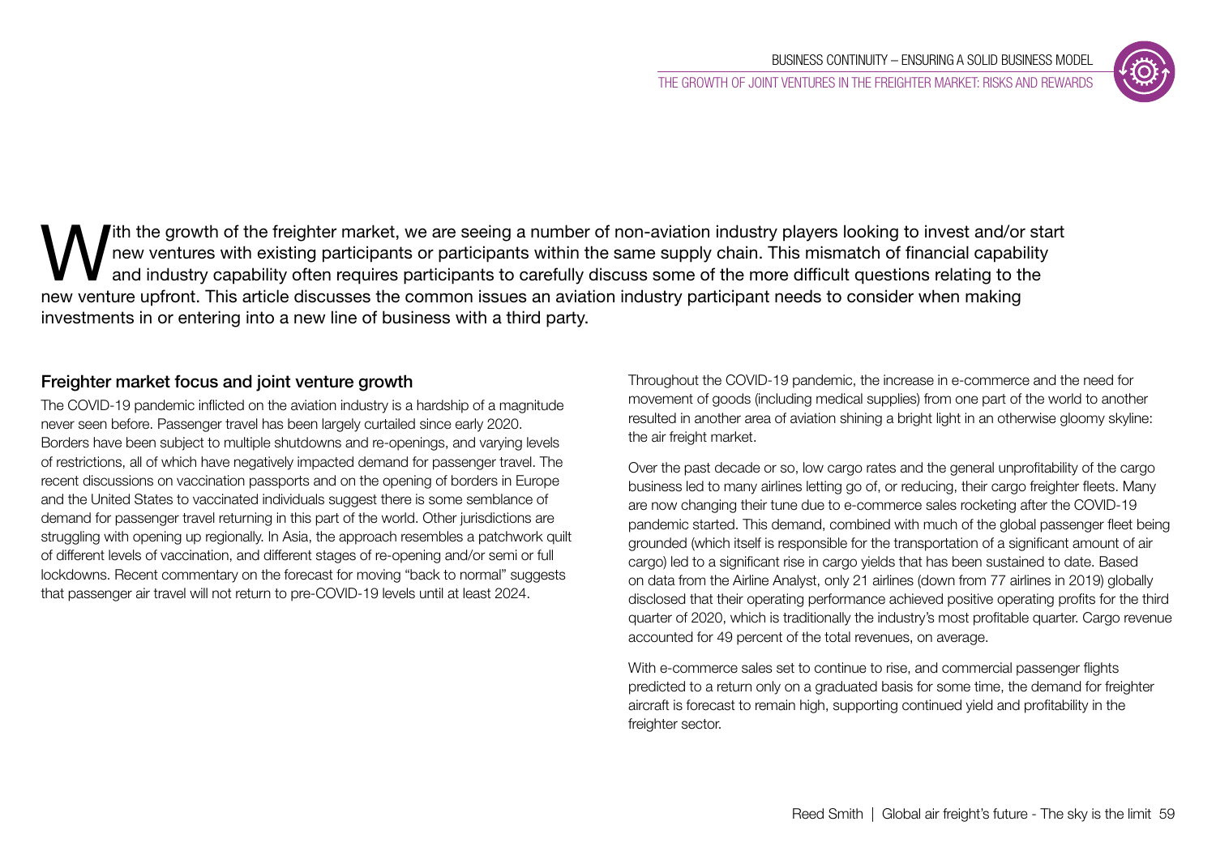With the growth of the freighter market, we are seeing a number of non-aviation industry players looking to invest and/or start new ventures with existing participants or participants within the same supply chain. This mismatch of financial capability and industry capability often requires participants to carefully discuss some of the more difficult questions relating to the new venture upfront. This article discusses the common issues an aviation industry participant needs to consider when making investments in or entering into a new line of business with a third party.

## Freighter market focus and joint venture growth

The COVID-19 pandemic inflicted on the aviation industry is a hardship of a magnitude never seen before. Passenger travel has been largely curtailed since early 2020. Borders have been subject to multiple shutdowns and re-openings, and varying levels of restrictions, all of which have negatively impacted demand for passenger travel. The recent discussions on vaccination passports and on the opening of borders in Europe and the United States to vaccinated individuals suggest there is some semblance of demand for passenger travel returning in this part of the world. Other jurisdictions are struggling with opening up regionally. In Asia, the approach resembles a patchwork quilt of different levels of vaccination, and different stages of re-opening and/or semi or full lockdowns. Recent commentary on the forecast for moving "back to normal" suggests that passenger air travel will not return to pre-COVID-19 levels until at least 2024.

Throughout the COVID-19 pandemic, the increase in e-commerce and the need for movement of goods (including medical supplies) from one part of the world to another resulted in another area of aviation shining a bright light in an otherwise gloomy skyline: the air freight market.

Over the past decade or so, low cargo rates and the general unprofitability of the cargo business led to many airlines letting go of, or reducing, their cargo freighter fleets. Many are now changing their tune due to e-commerce sales rocketing after the COVID-19 pandemic started. This demand, combined with much of the global passenger fleet being grounded (which itself is responsible for the transportation of a significant amount of air cargo) led to a significant rise in cargo yields that has been sustained to date. Based on data from the Airline Analyst, only 21 airlines (down from 77 airlines in 2019) globally disclosed that their operating performance achieved positive operating profits for the third quarter of 2020, which is traditionally the industry's most profitable quarter. Cargo revenue accounted for 49 percent of the total revenues, on average.

With e-commerce sales set to continue to rise, and commercial passenger flights predicted to a return only on a graduated basis for some time, the demand for freighter aircraft is forecast to remain high, supporting continued yield and profitability in the freighter sector.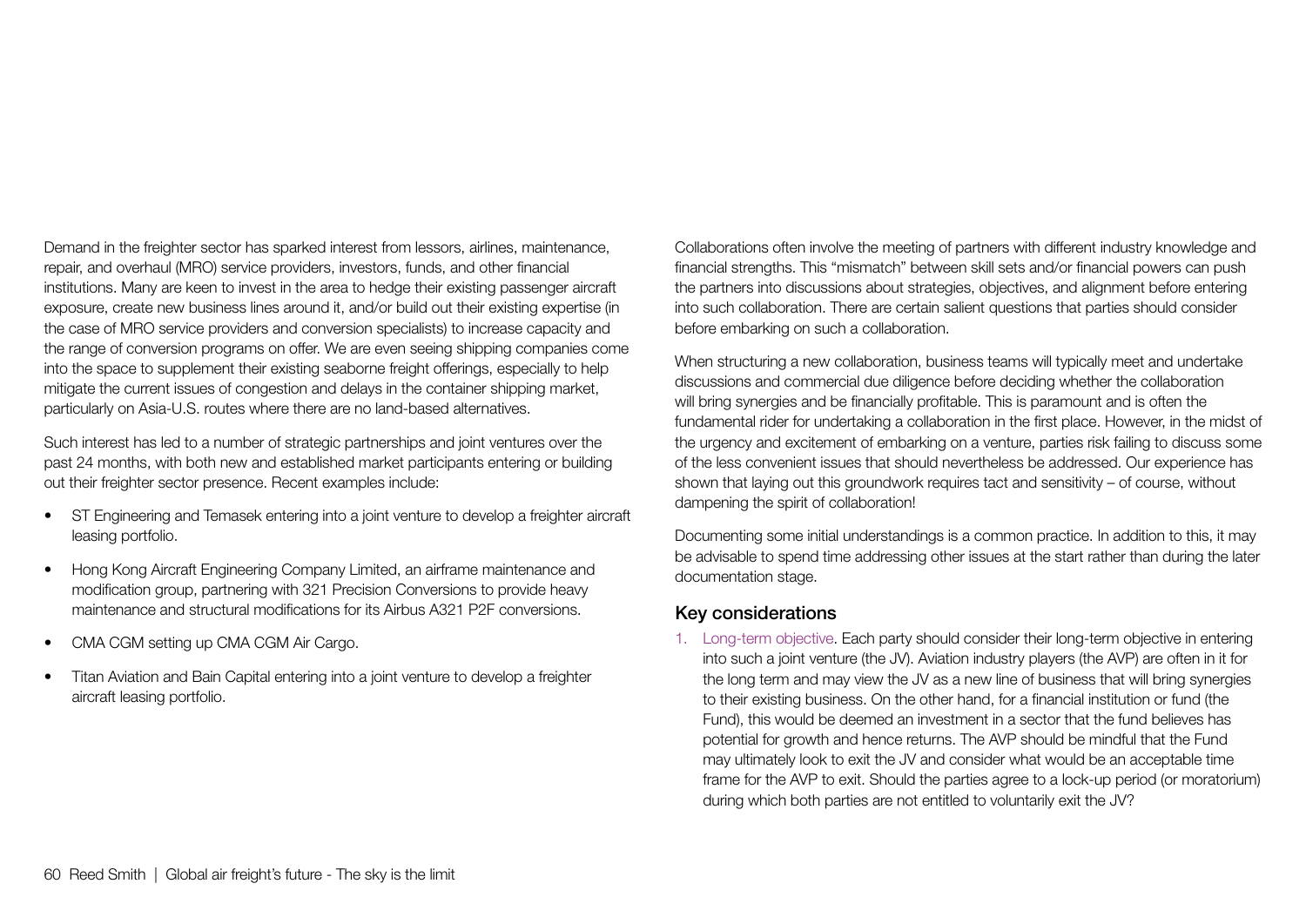Demand in the freighter sector has sparked interest from lessors, airlines, maintenance, repair, and overhaul (MRO) service providers, investors, funds, and other financial institutions. Many are keen to invest in the area to hedge their existing passenger aircraft exposure, create new business lines around it, and/or build out their existing expertise (in the case of MRO service providers and conversion specialists) to increase capacity and the range of conversion programs on offer. We are even seeing shipping companies come into the space to supplement their existing seaborne freight offerings, especially to help mitigate the current issues of congestion and delays in the container shipping market, particularly on Asia-U.S. routes where there are no land-based alternatives.

Such interest has led to a number of strategic partnerships and joint ventures over the past 24 months, with both new and established market participants entering or building out their freighter sector presence. Recent examples include:

- ST Engineering and Temasek entering into a joint venture to develop a freighter aircraft leasing portfolio.
- Hong Kong Aircraft Engineering Company Limited, an airframe maintenance and modification group, partnering with 321 Precision Conversions to provide heavy maintenance and structural modifications for its Airbus A321 P2F conversions.
- CMA CGM setting up CMA CGM Air Cargo.
- Titan Aviation and Bain Capital entering into a joint venture to develop a freighter aircraft leasing portfolio.

Collaborations often involve the meeting of partners with different industry knowledge and financial strengths. This "mismatch" between skill sets and/or financial powers can push the partners into discussions about strategies, objectives, and alignment before entering into such collaboration. There are certain salient questions that parties should consider before embarking on such a collaboration.

When structuring a new collaboration, business teams will typically meet and undertake discussions and commercial due diligence before deciding whether the collaboration will bring synergies and be financially profitable. This is paramount and is often the fundamental rider for undertaking a collaboration in the first place. However, in the midst of the urgency and excitement of embarking on a venture, parties risk failing to discuss some of the less convenient issues that should nevertheless be addressed. Our experience has shown that laying out this groundwork requires tact and sensitivity – of course, without dampening the spirit of collaboration!

Documenting some initial understandings is a common practice. In addition to this, it may be advisable to spend time addressing other issues at the start rather than during the later documentation stage.

## Key considerations

1. Long-term objective. Each party should consider their long-term objective in entering into such a joint venture (the JV). Aviation industry players (the AVP) are often in it for the long term and may view the JV as a new line of business that will bring synergies to their existing business. On the other hand, for a financial institution or fund (the Fund), this would be deemed an investment in a sector that the fund believes has potential for growth and hence returns. The AVP should be mindful that the Fund may ultimately look to exit the JV and consider what would be an acceptable time frame for the AVP to exit. Should the parties agree to a lock-up period (or moratorium) during which both parties are not entitled to voluntarily exit the JV?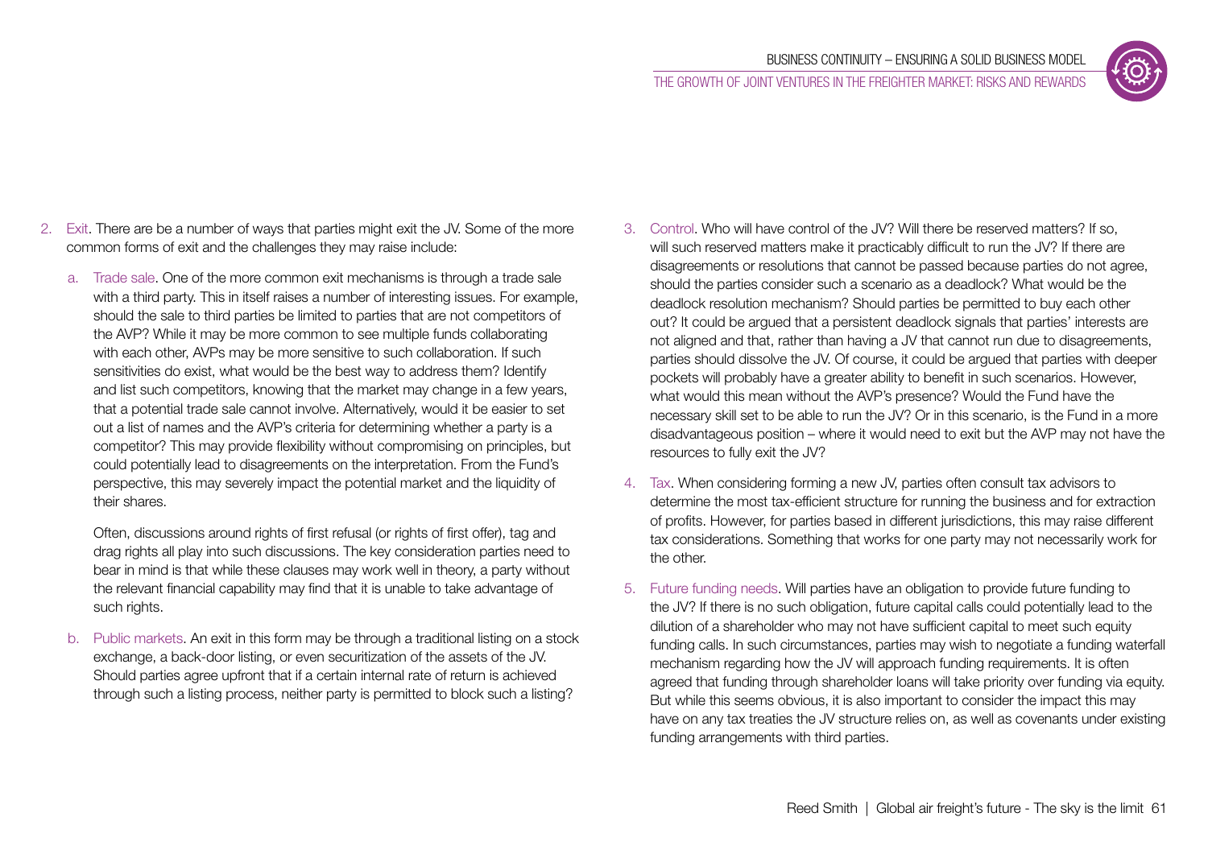2. Exit. There are be a number of ways that parties might exit the JV. Some of the more common forms of exit and the challenges they may raise include:

   a. Trade sale. One of the more common exit mechanisms is through a trade sale with a third party. This in itself raises a number of interesting issues. For example, should the sale to third parties be limited to parties that are not competitors of the AVP? While it may be more common to see multiple funds collaborating with each other, AVPs may be more sensitive to such collaboration. If such sensitivities do exist, what would be the best way to address them? Identify and list such competitors, knowing that the market may change in a few years, that a potential trade sale cannot involve. Alternatively, would it be easier to set out a list of names and the AVP's criteria for determining whether a party is a competitor? This may provide flexibility without compromising on principles, but could potentially lead to disagreements on the interpretation. From the Fund's perspective, this may severely impact the potential market and the liquidity of their shares.

      Often, discussions around rights of first refusal (or rights of first offer), tag and drag rights all play into such discussions. The key consideration parties need to bear in mind is that while these clauses may work well in theory, a party without the relevant financial capability may find that it is unable to take advantage of such rights.

   b. Public markets. An exit in this form may be through a traditional listing on a stock exchange, a back-door listing, or even securitization of the assets of the JV. Should parties agree upfront that if a certain internal rate of return is achieved through such a listing process, neither party is permitted to block such a listing?

3. Control. Who will have control of the JV? Will there be reserved matters? If so, will such reserved matters make it practicably difficult to run the JV? If there are disagreements or resolutions that cannot be passed because parties do not agree, should the parties consider such a scenario as a deadlock? What would be the deadlock resolution mechanism? Should parties be permitted to buy each other out? It could be argued that a persistent deadlock signals that parties' interests are not aligned and that, rather than having a JV that cannot run due to disagreements, parties should dissolve the JV. Of course, it could be argued that parties with deeper pockets will probably have a greater ability to benefit in such scenarios. However, what would this mean without the AVP's presence? Would the Fund have the necessary skill set to be able to run the JV? Or in this scenario, is the Fund in a more disadvantageous position – where it would need to exit but the AVP may not have the resources to fully exit the JV?

4. Tax. When considering forming a new JV, parties often consult tax advisors to determine the most tax-efficient structure for running the business and for extraction of profits. However, for parties based in different jurisdictions, this may raise different tax considerations. Something that works for one party may not necessarily work for the other.

5. Future funding needs. Will parties have an obligation to provide future funding to the JV? If there is no such obligation, future capital calls could potentially lead to the dilution of a shareholder who may not have sufficient capital to meet such equity funding calls. In such circumstances, parties may wish to negotiate a funding waterfall mechanism regarding how the JV will approach funding requirements. It is often agreed that funding through shareholder loans will take priority over funding via equity. But while this seems obvious, it is also important to consider the impact this may have on any tax treaties the JV structure relies on, as well as covenants under existing funding arrangements with third parties.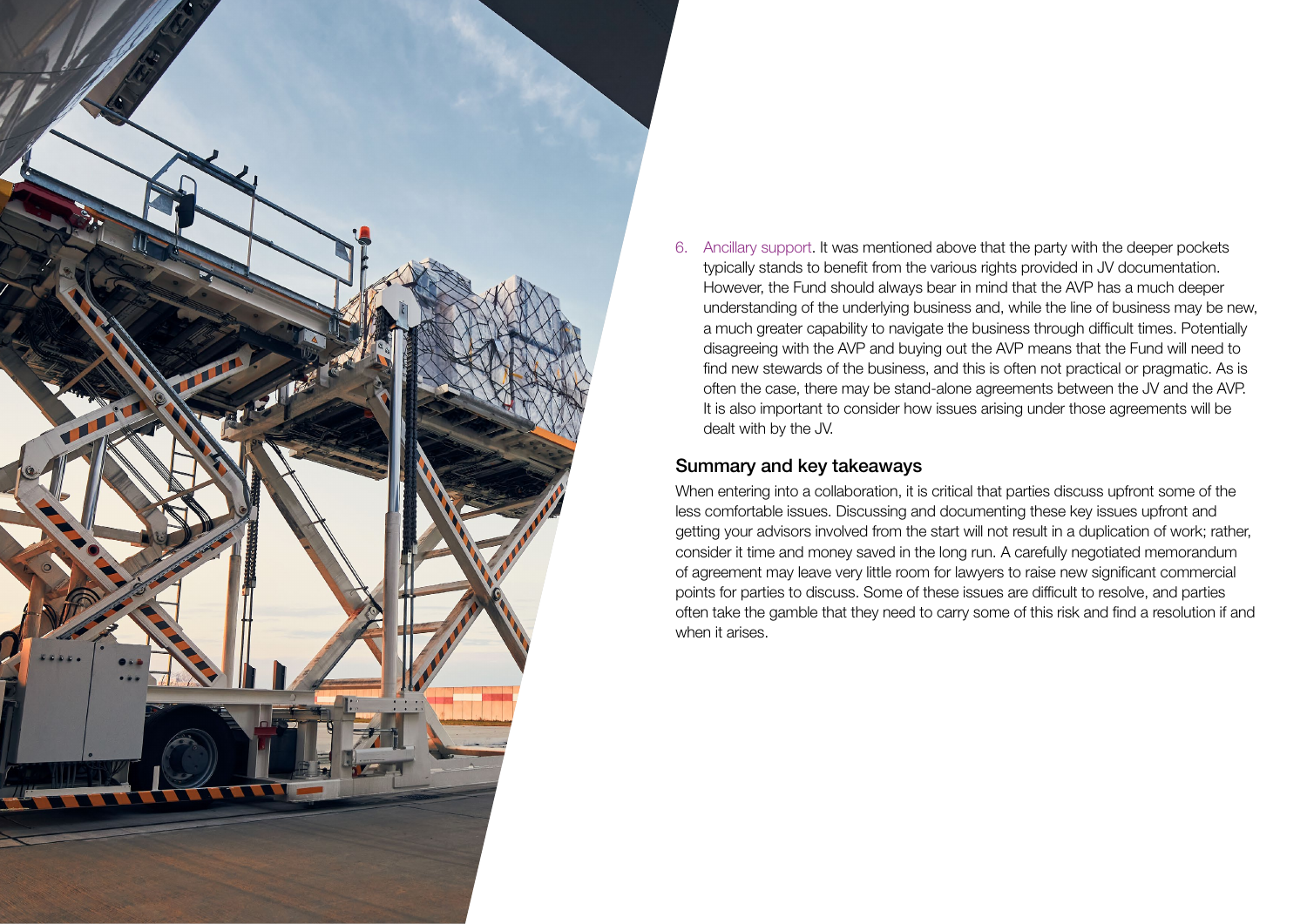6. Ancillary support. It was mentioned above that the party with the deeper pockets typically stands to benefit from the various rights provided in JV documentation. However, the Fund should always bear in mind that the AVP has a much deeper understanding of the underlying business and, while the line of business may be new, a much greater capability to navigate the business through difficult times. Potentially disagreeing with the AVP and buying out the AVP means that the Fund will need to find new stewards of the business, and this is often not practical or pragmatic. As is often the case, there may be stand-alone agreements between the JV and the AVP. It is also important to consider how issues arising under those agreements will be dealt with by the JV.

## Summary and key takeaways

When entering into a collaboration, it is critical that parties discuss upfront some of the less comfortable issues. Discussing and documenting these key issues upfront and getting your advisors involved from the start will not result in a duplication of work; rather, consider it time and money saved in the long run. A carefully negotiated memorandum of agreement may leave very little room for lawyers to raise new significant commercial points for parties to discuss. Some of these issues are difficult to resolve, and parties often take the gamble that they need to carry some of this risk and find a resolution if and when it arises.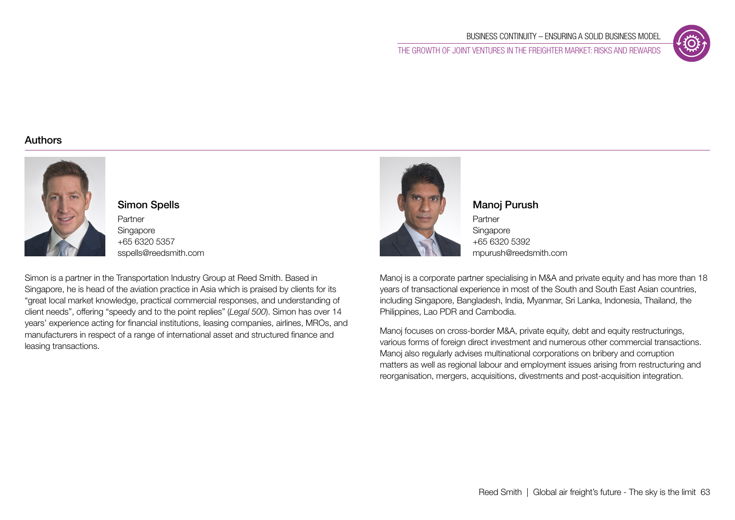## Authors

### Simon Spells

Partner
Singapore
+65 6320 5357
sspells@reedsmith.com

Simon is a partner in the Transportation Industry Group at Reed Smith. Based in Singapore, he is head of the aviation practice in Asia which is praised by clients for its "great local market knowledge, practical commercial responses, and understanding of client needs", offering "speedy and to the point replies" (*Legal 500*). Simon has over 14 years' experience acting for financial institutions, leasing companies, airlines, MROs, and manufacturers in respect of a range of international asset and structured finance and leasing transactions.

### Manoj Purush

Partner
Singapore
+65 6320 5392
mpurush@reedsmith.com

Manoj is a corporate partner specialising in M&A and private equity and has more than 18 years of transactional experience in most of the South and South East Asian countries, including Singapore, Bangladesh, India, Myanmar, Sri Lanka, Indonesia, Thailand, the Philippines, Lao PDR and Cambodia.

Manoj focuses on cross-border M&A, private equity, debt and equity restructurings, various forms of foreign direct investment and numerous other commercial transactions. Manoj also regularly advises multinational corporations on bribery and corruption matters as well as regional labour and employment issues arising from restructuring and reorganisation, mergers, acquisitions, divestments and post-acquisition integration.